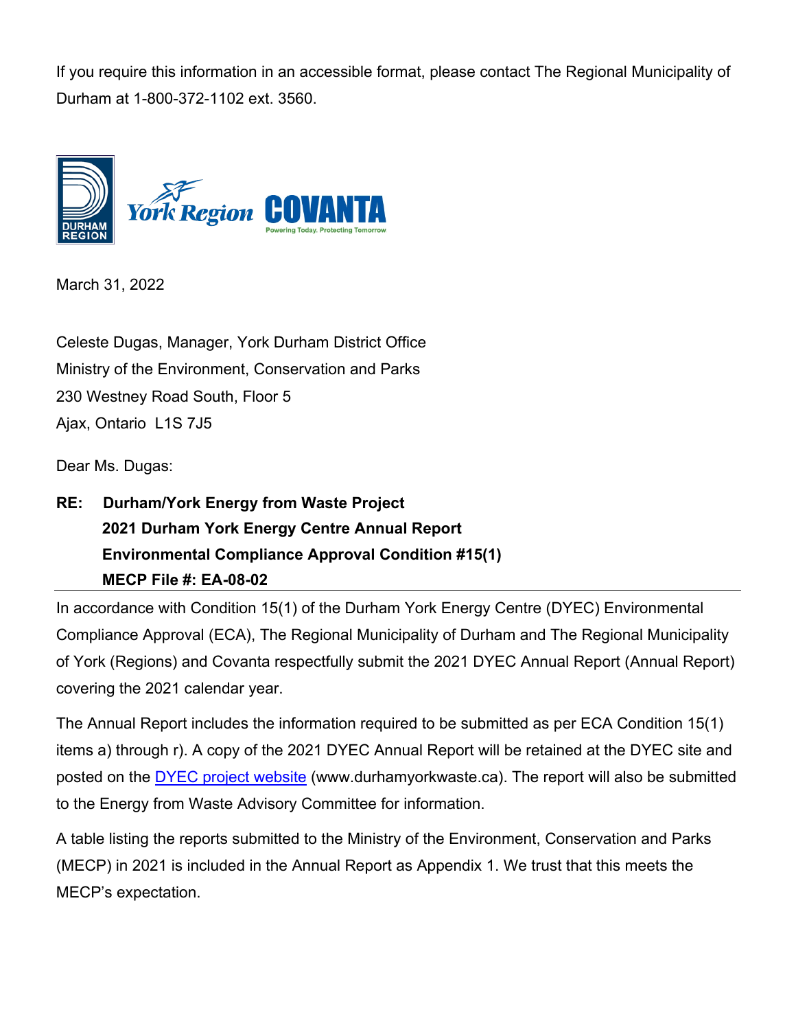If you require this information in an accessible format, please contact The Regional Municipality of Durham at 1-800-372-1102 ext. 3560.

March 31, 2022

Celeste Dugas, Manager, York Durham District Office
Ministry of the Environment, Conservation and Parks
230 Westney Road South, Floor 5
Ajax, Ontario L1S 7J5

Dear Ms. Dugas:

**RE: Durham/York Energy from Waste Project**
**2021 Durham York Energy Centre Annual Report**
**Environmental Compliance Approval Condition #15(1)**
**MECP File #: EA-08-02**

In accordance with Condition 15(1) of the Durham York Energy Centre (DYEC) Environmental Compliance Approval (ECA), The Regional Municipality of Durham and The Regional Municipality of York (Regions) and Covanta respectfully submit the 2021 DYEC Annual Report (Annual Report) covering the 2021 calendar year.

The Annual Report includes the information required to be submitted as per ECA Condition 15(1) items a) through r). A copy of the 2021 DYEC Annual Report will be retained at the DYEC site and posted on the [DYEC project website](www.durhamyorkwaste.ca) (www.durhamyorkwaste.ca). The report will also be submitted to the Energy from Waste Advisory Committee for information.

A table listing the reports submitted to the Ministry of the Environment, Conservation and Parks (MECP) in 2021 is included in the Annual Report as Appendix 1. We trust that this meets the MECP's expectation.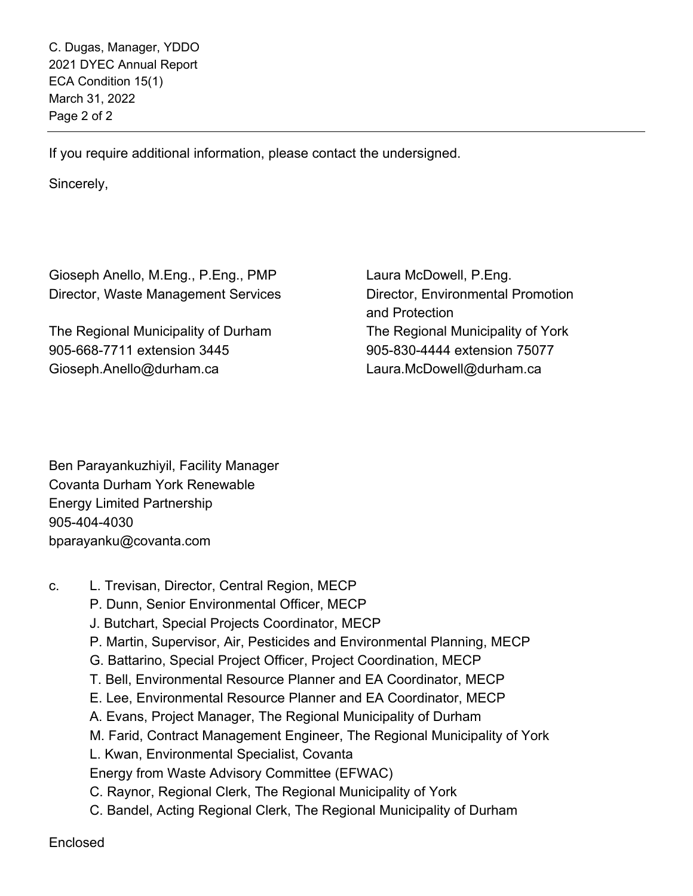If you require additional information, please contact the undersigned.

Sincerely,

Gioseph Anello, M.Eng., P.Eng., PMP
Director, Waste Management Services

The Regional Municipality of Durham
905-668-7711 extension 3445
Gioseph.Anello@durham.ca

Laura McDowell, P.Eng.
Director, Environmental Promotion and Protection
The Regional Municipality of York
905-830-4444 extension 75077
Laura.McDowell@durham.ca

Ben Parayankuzhiyil, Facility Manager
Covanta Durham York Renewable Energy Limited Partnership
905-404-4030
bparayanku@covanta.com

c. L. Trevisan, Director, Central Region, MECP
P. Dunn, Senior Environmental Officer, MECP
J. Butchart, Special Projects Coordinator, MECP
P. Martin, Supervisor, Air, Pesticides and Environmental Planning, MECP
G. Battarino, Special Project Officer, Project Coordination, MECP
T. Bell, Environmental Resource Planner and EA Coordinator, MECP
E. Lee, Environmental Resource Planner and EA Coordinator, MECP
A. Evans, Project Manager, The Regional Municipality of Durham
M. Farid, Contract Management Engineer, The Regional Municipality of York
L. Kwan, Environmental Specialist, Covanta
Energy from Waste Advisory Committee (EFWAC)
C. Raynor, Regional Clerk, The Regional Municipality of York
C. Bandel, Acting Regional Clerk, The Regional Municipality of Durham

Enclosed